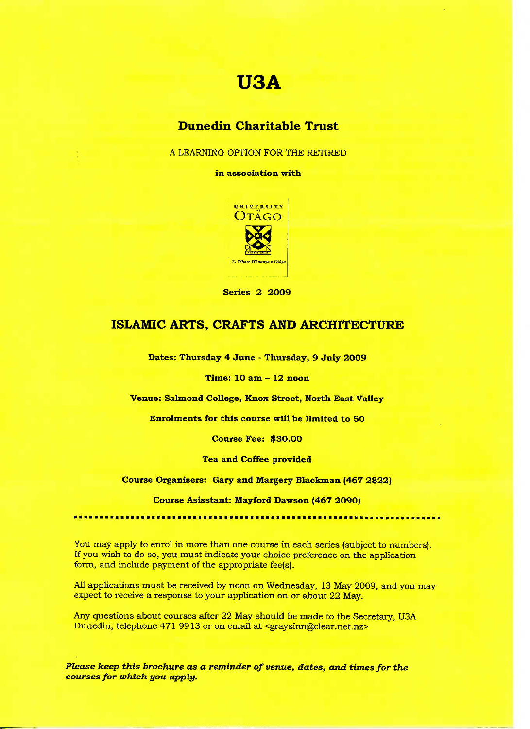# U3A

## Dunedin Charitable Trust

A LEARNING OPTION FOR THE RETIRED

**in association with**

UNIVERSITY of OTAGO

Te Whare Wānanga o Otāgo

**Series 2 2009**

## ISLAMIC ARTS, CRAFTS AND ARCHITECTURE

**Dates: Thursday 4 June - Thursday, 9 July 2009**

**Time: 10 am – 12 noon**

**Venue: Salmond College, Knox Street, North East Valley**

**Enrolments for this course will be limited to 50**

**Course Fee: $30.00**

**Tea and Coffee provided**

**Course Organisers: Gary and Margery Blackman (467 2822)**

**Course Asisstant: Mayford Dawson (467 2090)**

---

You may apply to enrol in more than one course in each series (subject to numbers). If you wish to do so, you must indicate your choice preference on the application form, and include payment of the appropriate fee(s).

All applications must be received by noon on Wednesday, 13 May 2009, and you may expect to receive a response to your application on or about 22 May.

Any questions about courses after 22 May should be made to the Secretary, U3A Dunedin, telephone 471 9913 or on email at <graysinn@clear.net.nz>

***Please keep this brochure as a reminder of venue, dates, and times for the courses for which you apply.***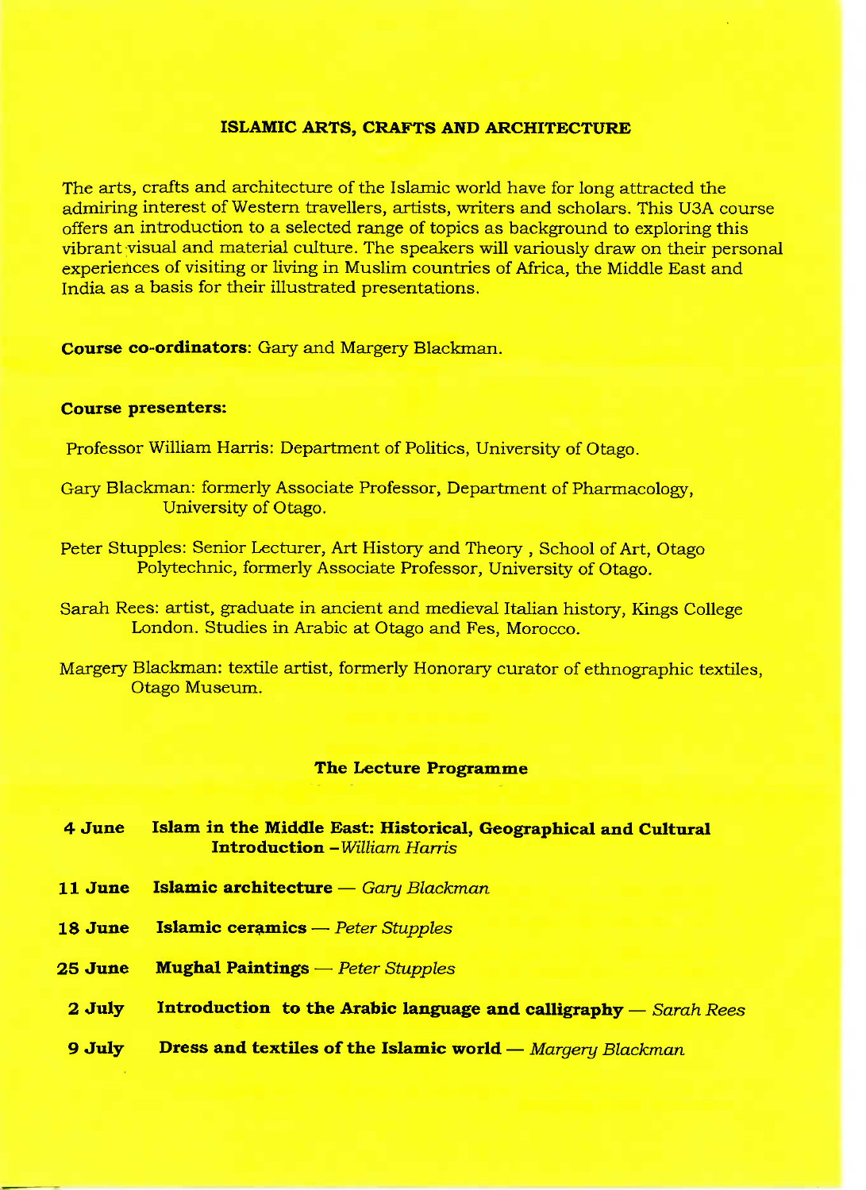## ISLAMIC ARTS, CRAFTS AND ARCHITECTURE

The arts, crafts and architecture of the Islamic world have for long attracted the admiring interest of Western travellers, artists, writers and scholars. This U3A course offers an introduction to a selected range of topics as background to exploring this vibrant visual and material culture. The speakers will variously draw on their personal experiences of visiting or living in Muslim countries of Africa, the Middle East and India as a basis for their illustrated presentations.

**Course co-ordinators**: Gary and Margery Blackman.

**Course presenters:**

Professor William Harris: Department of Politics, University of Otago.

Gary Blackman: formerly Associate Professor, Department of Pharmacology, University of Otago.

Peter Stupples: Senior Lecturer, Art History and Theory , School of Art, Otago Polytechnic, formerly Associate Professor, University of Otago.

Sarah Rees: artist, graduate in ancient and medieval Italian history, Kings College London. Studies in Arabic at Otago and Fes, Morocco.

Margery Blackman: textile artist, formerly Honorary curator of ethnographic textiles, Otago Museum.

### The Lecture Programme

**4 June** **Islam in the Middle East: Historical, Geographical and Cultural Introduction** – *William Harris*

**11 June** **Islamic architecture** — *Gary Blackman*

**18 June** **Islamic ceramics** — *Peter Stupples*

**25 June** **Mughal Paintings** — *Peter Stupples*

**2 July** **Introduction to the Arabic language and calligraphy** — *Sarah Rees*

**9 July** **Dress and textiles of the Islamic world** — *Margery Blackman*